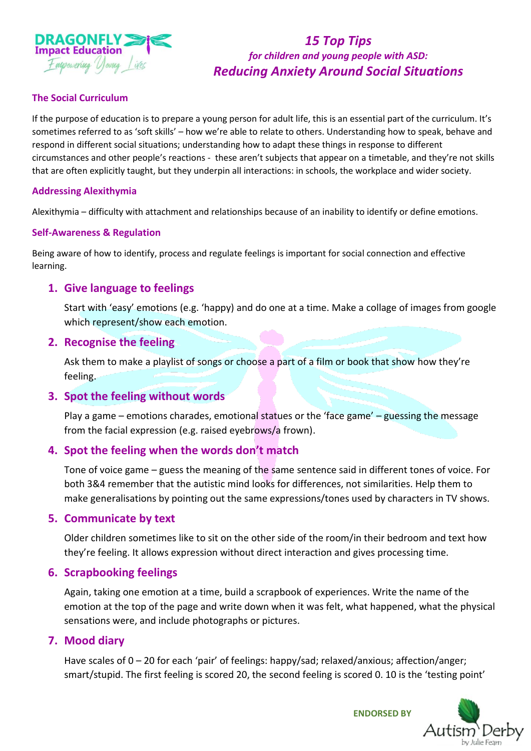# 15 Top Tips

*for children and young people with ASD:*

## *Reducing Anxiety Around Social Situations*

### The Social Curriculum

If the purpose of education is to prepare a young person for adult life, this is an essential part of the curriculum. It's sometimes referred to as 'soft skills' – how we're able to relate to others. Understanding how to speak, behave and respond in different social situations; understanding how to adapt these things in response to different circumstances and other people's reactions - these aren't subjects that appear on a timetable, and they're not skills that are often explicitly taught, but they underpin all interactions: in schools, the workplace and wider society.

### Addressing Alexithymia

Alexithymia – difficulty with attachment and relationships because of an inability to identify or define emotions.

### Self-Awareness & Regulation

Being aware of how to identify, process and regulate feelings is important for social connection and effective learning.

1. **Give language to feelings**

   Start with 'easy' emotions (e.g. 'happy) and do one at a time. Make a collage of images from google which represent/show each emotion.

2. **Recognise the feeling**

   Ask them to make a playlist of songs or choose a part of a film or book that show how they're feeling.

3. **Spot the feeling without words**

   Play a game – emotions charades, emotional statues or the 'face game' – guessing the message from the facial expression (e.g. raised eyebrows/a frown).

4. **Spot the feeling when the words don't match**

   Tone of voice game – guess the meaning of the same sentence said in different tones of voice. For both 3&4 remember that the autistic mind looks for differences, not similarities. Help them to make generalisations by pointing out the same expressions/tones used by characters in TV shows.

5. **Communicate by text**

   Older children sometimes like to sit on the other side of the room/in their bedroom and text how they're feeling. It allows expression without direct interaction and gives processing time.

6. **Scrapbooking feelings**

   Again, taking one emotion at a time, build a scrapbook of experiences. Write the name of the emotion at the top of the page and write down when it was felt, what happened, what the physical sensations were, and include photographs or pictures.

7. **Mood diary**

   Have scales of 0 – 20 for each 'pair' of feelings: happy/sad; relaxed/anxious; affection/anger; smart/stupid. The first feeling is scored 20, the second feeling is scored 0. 10 is the 'testing point'

ENDORSED BY Autism Derby by Julie Fearn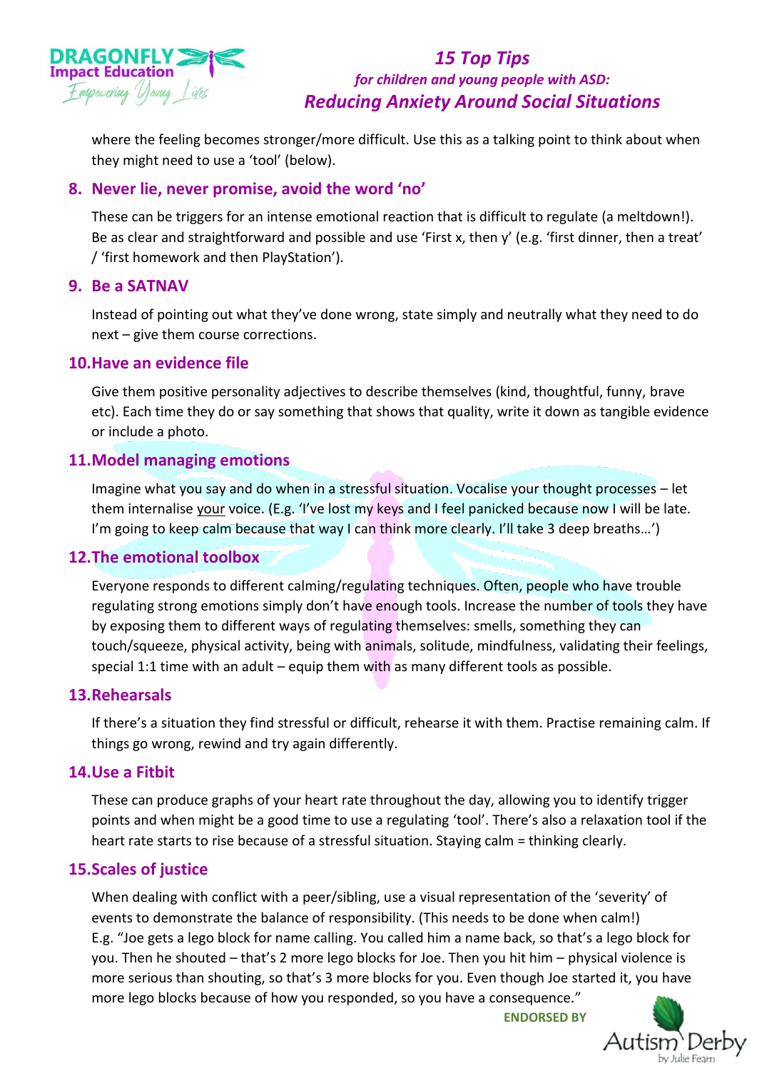where the feeling becomes stronger/more difficult. Use this as a talking point to think about when they might need to use a 'tool' (below).

## 8. Never lie, never promise, avoid the word 'no'

These can be triggers for an intense emotional reaction that is difficult to regulate (a meltdown!). Be as clear and straightforward and possible and use 'First x, then y' (e.g. 'first dinner, then a treat' / 'first homework and then PlayStation').

## 9. Be a SATNAV

Instead of pointing out what they've done wrong, state simply and neutrally what they need to do next – give them course corrections.

## 10. Have an evidence file

Give them positive personality adjectives to describe themselves (kind, thoughtful, funny, brave etc). Each time they do or say something that shows that quality, write it down as tangible evidence or include a photo.

## 11. Model managing emotions

Imagine what you say and do when in a stressful situation. Vocalise your thought processes – let them internalise your voice. (E.g. 'I've lost my keys and I feel panicked because now I will be late. I'm going to keep calm because that way I can think more clearly. I'll take 3 deep breaths…')

## 12. The emotional toolbox

Everyone responds to different calming/regulating techniques. Often, people who have trouble regulating strong emotions simply don't have enough tools. Increase the number of tools they have by exposing them to different ways of regulating themselves: smells, something they can touch/squeeze, physical activity, being with animals, solitude, mindfulness, validating their feelings, special 1:1 time with an adult – equip them with as many different tools as possible.

## 13. Rehearsals

If there's a situation they find stressful or difficult, rehearse it with them. Practise remaining calm. If things go wrong, rewind and try again differently.

## 14. Use a Fitbit

These can produce graphs of your heart rate throughout the day, allowing you to identify trigger points and when might be a good time to use a regulating 'tool'. There's also a relaxation tool if the heart rate starts to rise because of a stressful situation. Staying calm = thinking clearly.

## 15. Scales of justice

When dealing with conflict with a peer/sibling, use a visual representation of the 'severity' of events to demonstrate the balance of responsibility. (This needs to be done when calm!) E.g. "Joe gets a lego block for name calling. You called him a name back, so that's a lego block for you. Then he shouted – that's 2 more lego blocks for Joe. Then you hit him – physical violence is more serious than shouting, so that's 3 more blocks for you. Even though Joe started it, you have more lego blocks because of how you responded, so you have a consequence."

ENDORSED BY

Autism Derby by Julie Fearn